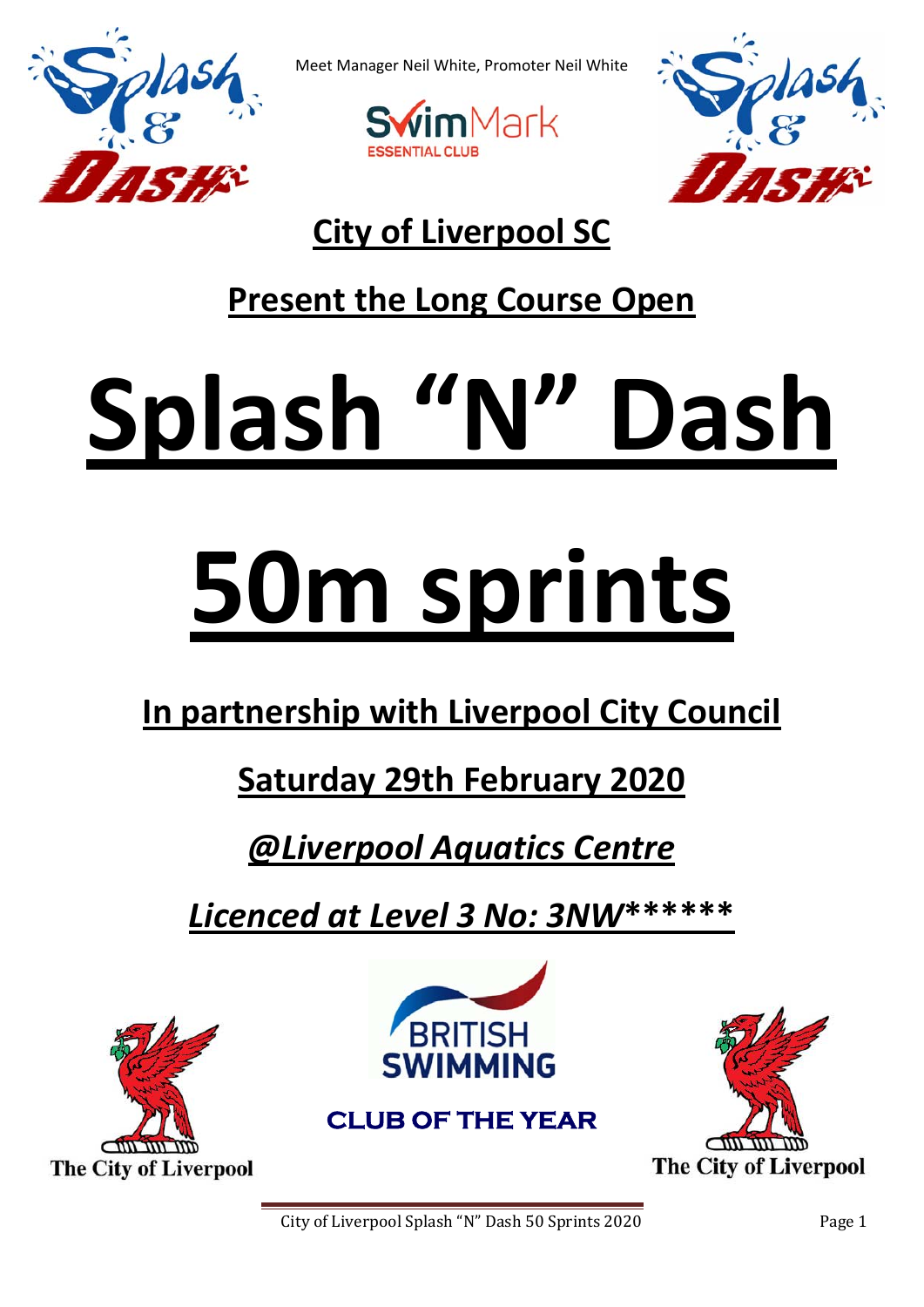Meet Manager Neil White, Promoter Neil White

# City of Liverpool SC

## Present the Long Course Open

# Splash "N" Dash

# 50m sprints

## In partnership with Liverpool City Council

## Saturday 29th February 2020

## *@Liverpool Aquatics Centre*

## *Licenced at Level 3 No: 3NW******

CLUB OF THE YEAR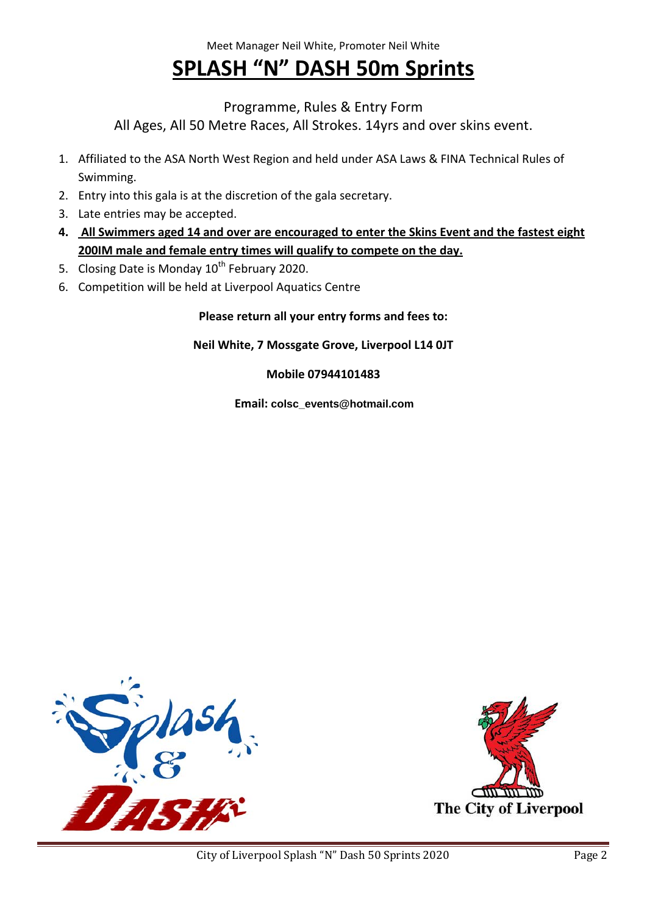Meet Manager Neil White, Promoter Neil White

# SPLASH "N" DASH 50m Sprints

Programme, Rules & Entry Form

All Ages, All 50 Metre Races, All Strokes. 14yrs and over skins event.

1. Affiliated to the ASA North West Region and held under ASA Laws & FINA Technical Rules of Swimming.
2. Entry into this gala is at the discretion of the gala secretary.
3. Late entries may be accepted.
4. **All Swimmers aged 14 and over are encouraged to enter the Skins Event and the fastest eight 200IM male and female entry times will qualify to compete on the day.**
5. Closing Date is Monday 10th February 2020.
6. Competition will be held at Liverpool Aquatics Centre

**Please return all your entry forms and fees to:**

**Neil White, 7 Mossgate Grove, Liverpool L14 0JT**

**Mobile 07944101483**

**Email: colsc_events@hotmail.com**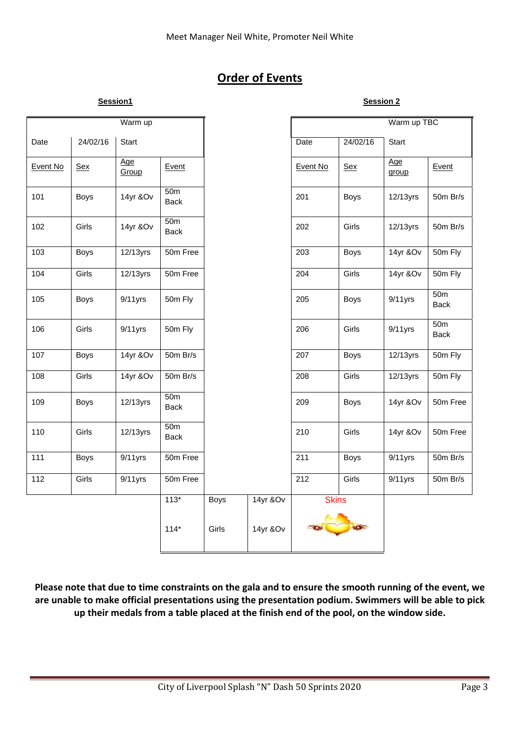Meet Manager Neil White, Promoter Neil White

# Order of Events

**Session1**

| Warm up | | | |
|---|---|---|---|
| Date | 24/02/16 | Start | |
| Event No | Sex | Age Group | Event |
| 101 | Boys | 14yr &Ov | 50m Back |
| 102 | Girls | 14yr &Ov | 50m Back |
| 103 | Boys | 12/13yrs | 50m Free |
| 104 | Girls | 12/13yrs | 50m Free |
| 105 | Boys | 9/11yrs | 50m Fly |
| 106 | Girls | 9/11yrs | 50m Fly |
| 107 | Boys | 14yr &Ov | 50m Br/s |
| 108 | Girls | 14yr &Ov | 50m Br/s |
| 109 | Boys | 12/13yrs | 50m Back |
| 110 | Girls | 12/13yrs | 50m Back |
| 111 | Boys | 9/11yrs | 50m Free |
| 112 | Girls | 9/11yrs | 50m Free |

**Session 2**

| Warm up TBC | | | |
|---|---|---|---|
| Date | 24/02/16 | Start | |
| Event No | Sex | Age group | Event |
| 201 | Boys | 12/13yrs | 50m Br/s |
| 202 | Girls | 12/13yrs | 50m Br/s |
| 203 | Boys | 14yr &Ov | 50m Fly |
| 204 | Girls | 14yr &Ov | 50m Fly |
| 205 | Boys | 9/11yrs | 50m Back |
| 206 | Girls | 9/11yrs | 50m Back |
| 207 | Boys | 12/13yrs | 50m Fly |
| 208 | Girls | 12/13yrs | 50m Fly |
| 209 | Boys | 14yr &Ov | 50m Free |
| 210 | Girls | 14yr &Ov | 50m Free |
| 211 | Boys | 9/11yrs | 50m Br/s |
| 212 | Girls | 9/11yrs | 50m Br/s |

| Event No | Sex | Age Group | Event |
|---|---|---|---|
| 113* | Boys | 14yr &Ov | Skins |
| 114* | Girls | 14yr &Ov | Skins |

**Please note that due to time constraints on the gala and to ensure the smooth running of the event, we are unable to make official presentations using the presentation podium. Swimmers will be able to pick up their medals from a table placed at the finish end of the pool, on the window side.**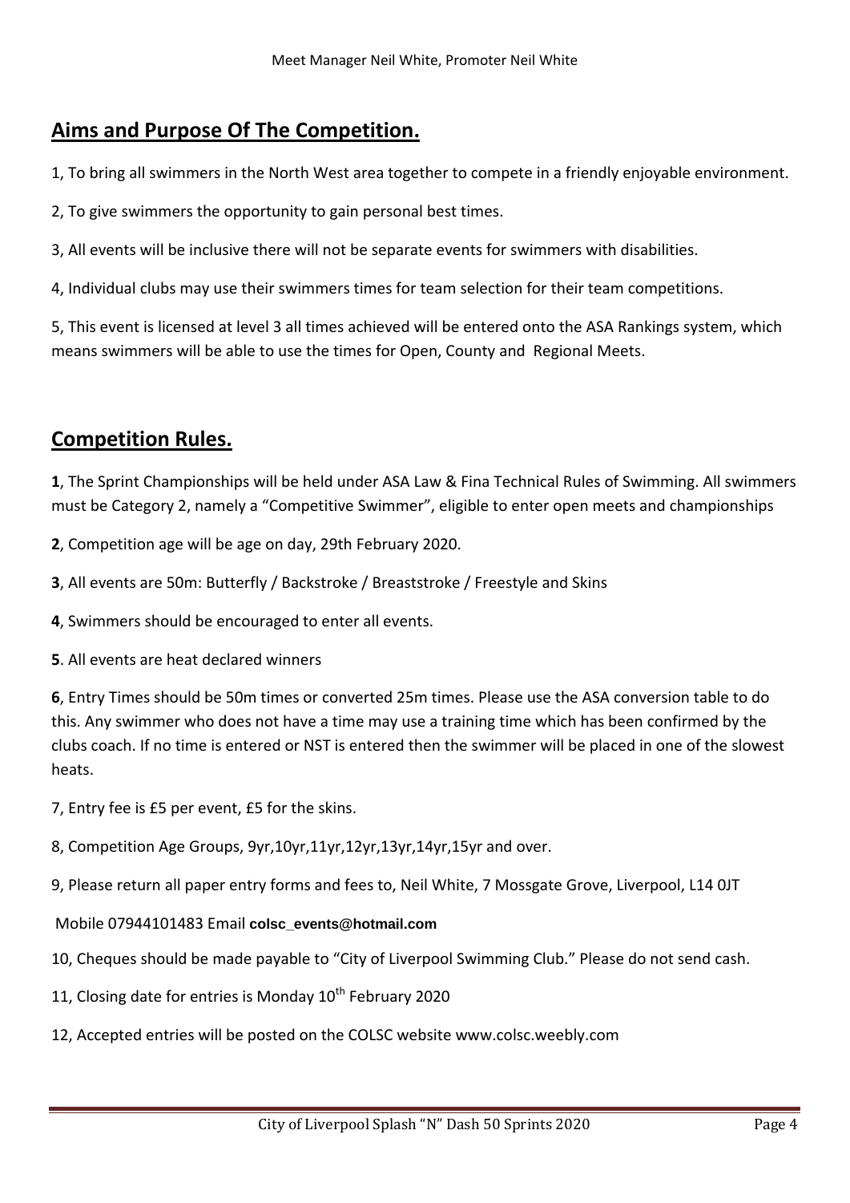## Aims and Purpose Of The Competition.

1, To bring all swimmers in the North West area together to compete in a friendly enjoyable environment.

2, To give swimmers the opportunity to gain personal best times.

3, All events will be inclusive there will not be separate events for swimmers with disabilities.

4, Individual clubs may use their swimmers times for team selection for their team competitions.

5, This event is licensed at level 3 all times achieved will be entered onto the ASA Rankings system, which means swimmers will be able to use the times for Open, County and Regional Meets.

## Competition Rules.

**1**, The Sprint Championships will be held under ASA Law & Fina Technical Rules of Swimming. All swimmers must be Category 2, namely a "Competitive Swimmer", eligible to enter open meets and championships

**2**, Competition age will be age on day, 29th February 2020.

**3**, All events are 50m: Butterfly / Backstroke / Breaststroke / Freestyle and Skins

**4**, Swimmers should be encouraged to enter all events.

**5**. All events are heat declared winners

**6**, Entry Times should be 50m times or converted 25m times. Please use the ASA conversion table to do this. Any swimmer who does not have a time may use a training time which has been confirmed by the clubs coach. If no time is entered or NST is entered then the swimmer will be placed in one of the slowest heats.

7, Entry fee is £5 per event, £5 for the skins.

8, Competition Age Groups, 9yr,10yr,11yr,12yr,13yr,14yr,15yr and over.

9, Please return all paper entry forms and fees to, Neil White, 7 Mossgate Grove, Liverpool, L14 0JT

Mobile 07944101483 Email **colsc_events@hotmail.com**

10, Cheques should be made payable to "City of Liverpool Swimming Club." Please do not send cash.

11, Closing date for entries is Monday 10th February 2020

12, Accepted entries will be posted on the COLSC website www.colsc.weebly.com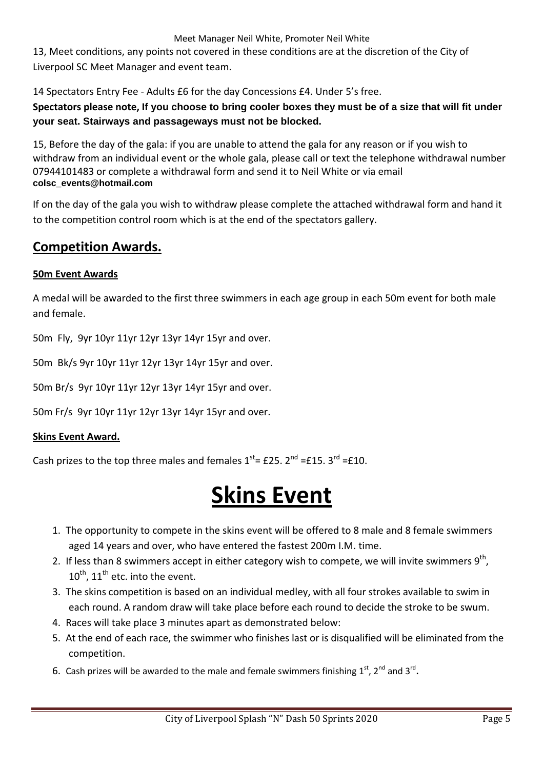13, Meet conditions, any points not covered in these conditions are at the discretion of the City of Liverpool SC Meet Manager and event team.

14 Spectators Entry Fee - Adults £6 for the day Concessions £4. Under 5's free.

**Spectators please note, If you choose to bring cooler boxes they must be of a size that will fit under your seat. Stairways and passageways must not be blocked.**

15, Before the day of the gala: if you are unable to attend the gala for any reason or if you wish to withdraw from an individual event or the whole gala, please call or text the telephone withdrawal number 07944101483 or complete a withdrawal form and send it to Neil White or via email **colsc_events@hotmail.com**

If on the day of the gala you wish to withdraw please complete the attached withdrawal form and hand it to the competition control room which is at the end of the spectators gallery.

## Competition Awards.

### 50m Event Awards

A medal will be awarded to the first three swimmers in each age group in each 50m event for both male and female.

50m Fly, 9yr 10yr 11yr 12yr 13yr 14yr 15yr and over.

50m Bk/s 9yr 10yr 11yr 12yr 13yr 14yr 15yr and over.

50m Br/s 9yr 10yr 11yr 12yr 13yr 14yr 15yr and over.

50m Fr/s 9yr 10yr 11yr 12yr 13yr 14yr 15yr and over.

### Skins Event Award.

Cash prizes to the top three males and females 1st= £25. 2nd =£15. 3rd =£10.

# Skins Event

1. The opportunity to compete in the skins event will be offered to 8 male and 8 female swimmers aged 14 years and over, who have entered the fastest 200m I.M. time.
2. If less than 8 swimmers accept in either category wish to compete, we will invite swimmers 9th, 10th, 11th etc. into the event.
3. The skins competition is based on an individual medley, with all four strokes available to swim in each round. A random draw will take place before each round to decide the stroke to be swum.
4. Races will take place 3 minutes apart as demonstrated below:
5. At the end of each race, the swimmer who finishes last or is disqualified will be eliminated from the competition.
6. Cash prizes will be awarded to the male and female swimmers finishing 1st, 2nd and 3rd.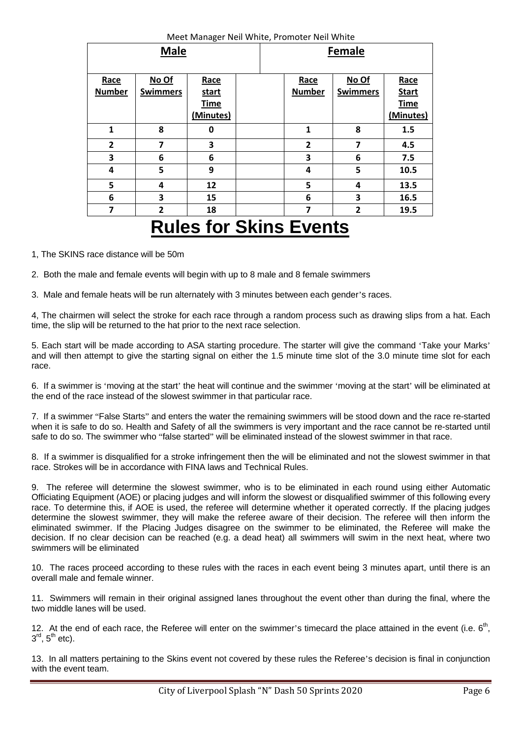Meet Manager Neil White, Promoter Neil White

| Male | | | | | Female | | |
|---|---|---|---|---|---|---|---|
| Race Number | No Of Swimmers | Race start Time (Minutes) | | | Race Number | No Of Swimmers | Race Start Time (Minutes) |
| 1 | 8 | 0 | | | 1 | 8 | 1.5 |
| 2 | 7 | 3 | | | 2 | 7 | 4.5 |
| 3 | 6 | 6 | | | 3 | 6 | 7.5 |
| 4 | 5 | 9 | | | 4 | 5 | 10.5 |
| 5 | 4 | 12 | | | 5 | 4 | 13.5 |
| 6 | 3 | 15 | | | 6 | 3 | 16.5 |
| 7 | 2 | 18 | | | 7 | 2 | 19.5 |

# Rules for Skins Events

1, The SKINS race distance will be 50m

2. Both the male and female events will begin with up to 8 male and 8 female swimmers

3. Male and female heats will be run alternately with 3 minutes between each gender's races.

4, The chairmen will select the stroke for each race through a random process such as drawing slips from a hat. Each time, the slip will be returned to the hat prior to the next race selection.

5. Each start will be made according to ASA starting procedure. The starter will give the command 'Take your Marks' and will then attempt to give the starting signal on either the 1.5 minute time slot of the 3.0 minute time slot for each race.

6. If a swimmer is 'moving at the start' the heat will continue and the swimmer 'moving at the start' will be eliminated at the end of the race instead of the slowest swimmer in that particular race.

7. If a swimmer "False Starts" and enters the water the remaining swimmers will be stood down and the race re-started when it is safe to do so. Health and Safety of all the swimmers is very important and the race cannot be re-started until safe to do so. The swimmer who "false started" will be eliminated instead of the slowest swimmer in that race.

8. If a swimmer is disqualified for a stroke infringement then the will be eliminated and not the slowest swimmer in that race. Strokes will be in accordance with FINA laws and Technical Rules.

9. The referee will determine the slowest swimmer, who is to be eliminated in each round using either Automatic Officiating Equipment (AOE) or placing judges and will inform the slowest or disqualified swimmer of this following every race. To determine this, if AOE is used, the referee will determine whether it operated correctly. If the placing judges determine the slowest swimmer, they will make the referee aware of their decision. The referee will then inform the eliminated swimmer. If the Placing Judges disagree on the swimmer to be eliminated, the Referee will make the decision. If no clear decision can be reached (e.g. a dead heat) all swimmers will swim in the next heat, where two swimmers will be eliminated

10. The races proceed according to these rules with the races in each event being 3 minutes apart, until there is an overall male and female winner.

11. Swimmers will remain in their original assigned lanes throughout the event other than during the final, where the two middle lanes will be used.

12. At the end of each race, the Referee will enter on the swimmer's timecard the place attained in the event (i.e. 6th, 3rd, 5th etc).

13. In all matters pertaining to the Skins event not covered by these rules the Referee's decision is final in conjunction with the event team.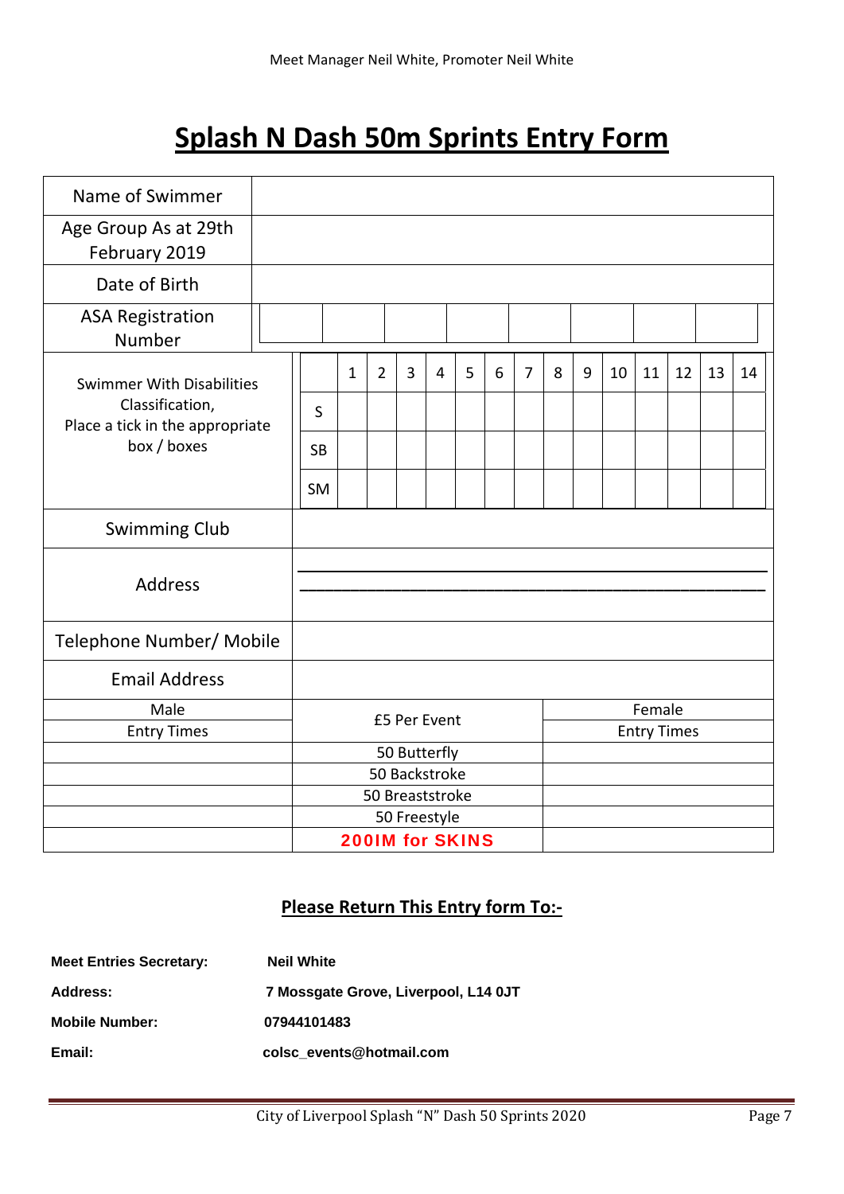Meet Manager Neil White, Promoter Neil White

# Splash N Dash 50m Sprints Entry Form

| Name of Swimmer | |
|---|---|
| Age Group As at 29th February 2019 | |
| Date of Birth | |
| ASA Registration Number | |

| Swimmer With Disabilities Classification, Place a tick in the appropriate box / boxes | | 1 | 2 | 3 | 4 | 5 | 6 | 7 | 8 | 9 | 10 | 11 | 12 | 13 | 14 |
|---|---|---|---|---|---|---|---|---|---|---|---|---|---|---|---|
| | S | | | | | | | | | | | | | | |
| | SB | | | | | | | | | | | | | | |
| | SM | | | | | | | | | | | | | | |

| Swimming Club | |
|---|---|
| Address | ______________________________ ______________________________ |
| Telephone Number/ Mobile | |
| Email Address | |

| Male Entry Times | £5 Per Event | Female Entry Times |
|---|---|---|
| | 50 Butterfly | |
| | 50 Backstroke | |
| | 50 Breaststroke | |
| | 50 Freestyle | |
| | **200IM for SKINS** | |

## Please Return This Entry form To:-

**Meet Entries Secretary:** **Neil White**

**Address:** **7 Mossgate Grove, Liverpool, L14 0JT**

**Mobile Number:** **07944101483**

**Email:** **colsc_events@hotmail.com**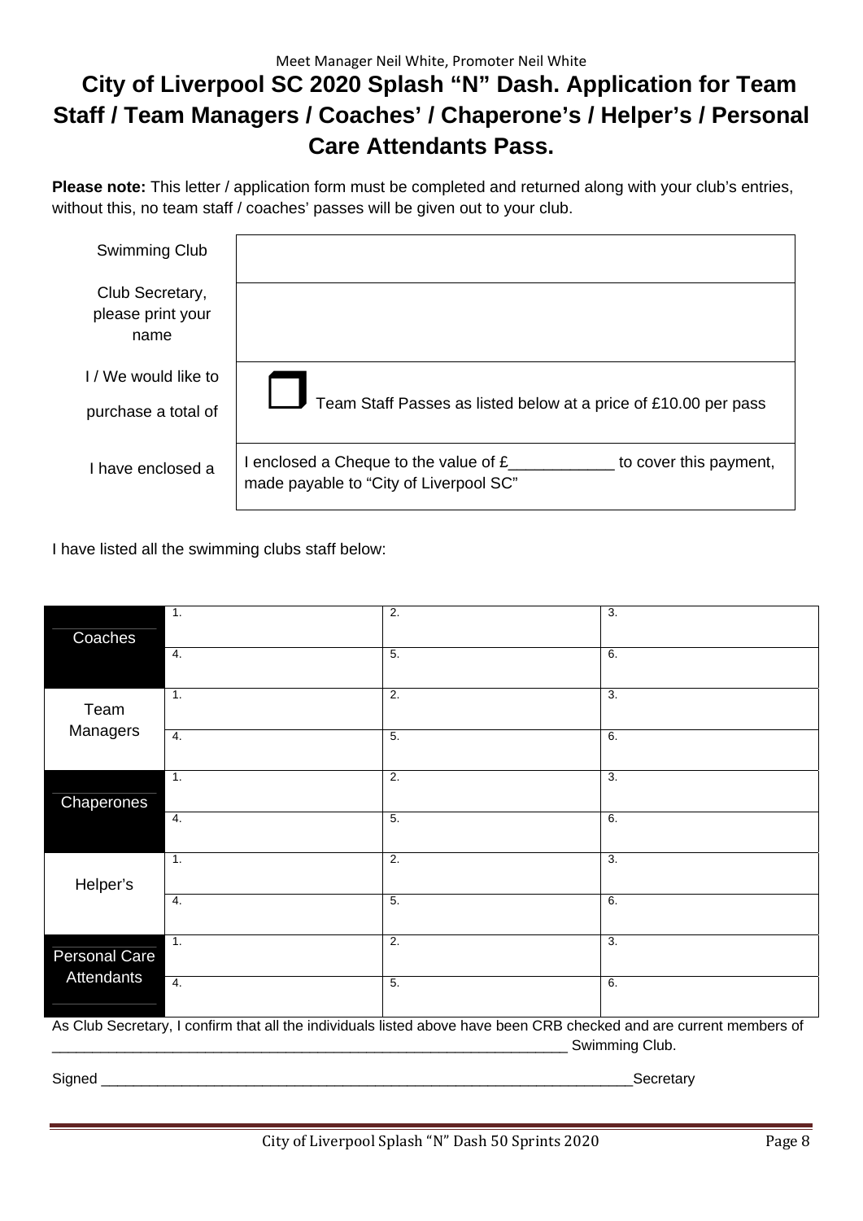Meet Manager Neil White, Promoter Neil White

# City of Liverpool SC 2020 Splash "N" Dash. Application for Team Staff / Team Managers / Coaches' / Chaperone's / Helper's / Personal Care Attendants Pass.

**Please note:** This letter / application form must be completed and returned along with your club's entries, without this, no team staff / coaches' passes will be given out to your club.

| | |
|---|---|
| Swimming Club | |
| Club Secretary, please print your name | |
| I / We would like to purchase a total of | ❒ Team Staff Passes as listed below at a price of £10.00 per pass |
| I have enclosed a | I enclosed a Cheque to the value of £___________ to cover this payment, made payable to "City of Liverpool SC" |

I have listed all the swimming clubs staff below:

| | | | |
|---|---|---|---|
| Coaches | 1. | 2. | 3. |
| | 4. | 5. | 6. |
| Team Managers | 1. | 2. | 3. |
| | 4. | 5. | 6. |
| Chaperones | 1. | 2. | 3. |
| | 4. | 5. | 6. |
| Helper's | 1. | 2. | 3. |
| | 4. | 5. | 6. |
| Personal Care Attendants | 1. | 2. | 3. |
| | 4. | 5. | 6. |

As Club Secretary, I confirm that all the individuals listed above have been CRB checked and are current members of _________________________________________________________________ Swimming Club.

Signed ____________________________________________________________________Secretary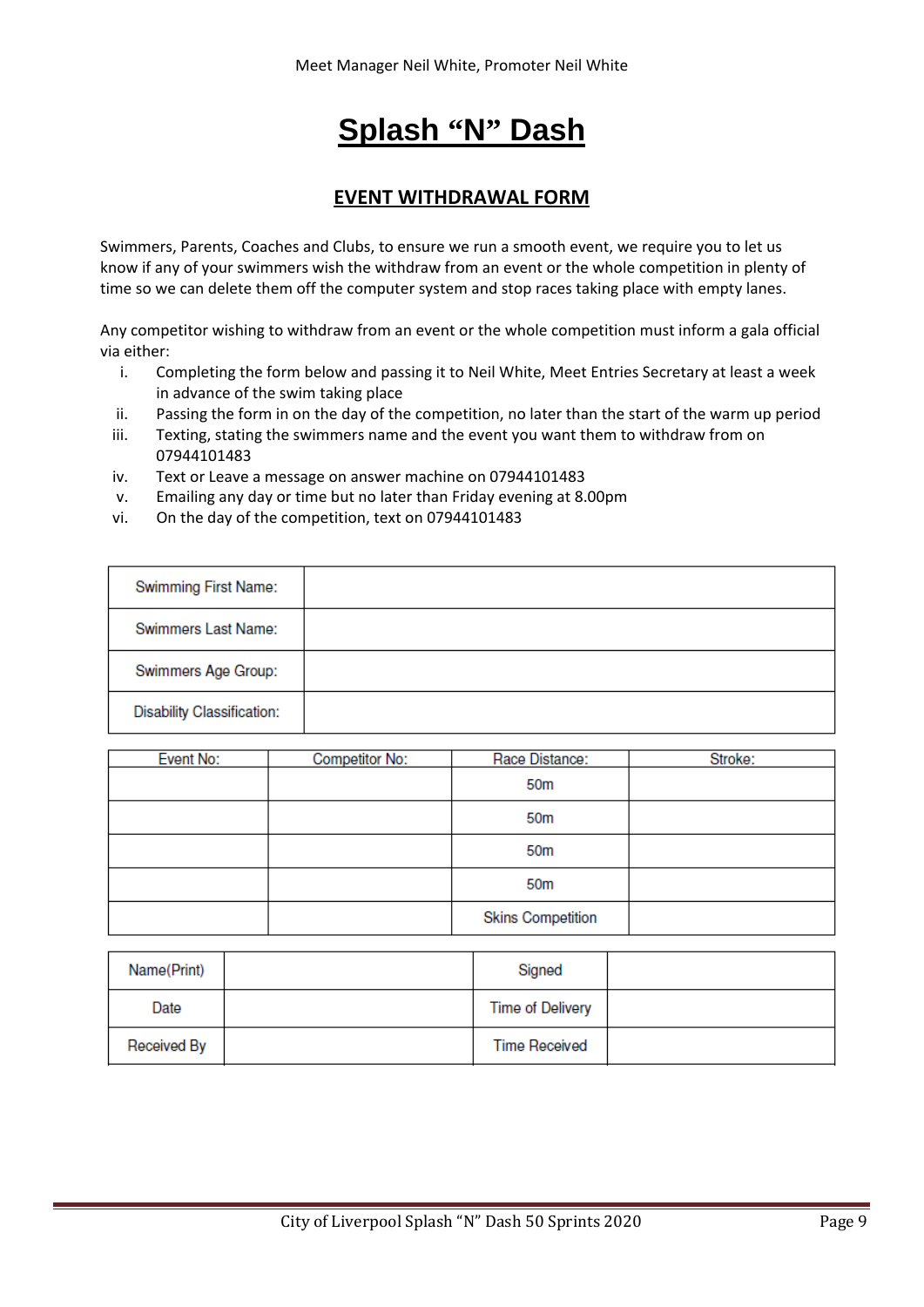Meet Manager Neil White, Promoter Neil White

# Splash "N" Dash

## EVENT WITHDRAWAL FORM

Swimmers, Parents, Coaches and Clubs, to ensure we run a smooth event, we require you to let us know if any of your swimmers wish the withdraw from an event or the whole competition in plenty of time so we can delete them off the computer system and stop races taking place with empty lanes.

Any competitor wishing to withdraw from an event or the whole competition must inform a gala official via either:

i. Completing the form below and passing it to Neil White, Meet Entries Secretary at least a week in advance of the swim taking place
ii. Passing the form in on the day of the competition, no later than the start of the warm up period
iii. Texting, stating the swimmers name and the event you want them to withdraw from on 07944101483
iv. Text or Leave a message on answer machine on 07944101483
v. Emailing any day or time but no later than Friday evening at 8.00pm
vi. On the day of the competition, text on 07944101483

| | |
|---|---|
| Swimming First Name: | |
| Swimmers Last Name: | |
| Swimmers Age Group: | |
| Disability Classification: | |

| Event No: | Competitor No: | Race Distance: | Stroke: |
|---|---|---|---|
| | | 50m | |
| | | 50m | |
| | | 50m | |
| | | 50m | |
| | | Skins Competition | |

| | | | |
|---|---|---|---|
| Name(Print) | | Signed | |
| Date | | Time of Delivery | |
| Received By | | Time Received | |

City of Liverpool Splash "N" Dash 50 Sprints 2020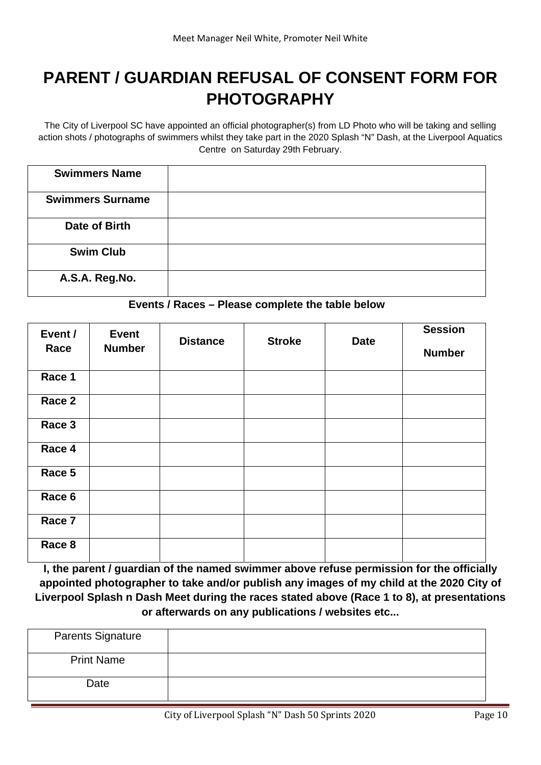# PARENT / GUARDIAN REFUSAL OF CONSENT FORM FOR PHOTOGRAPHY

The City of Liverpool SC have appointed an official photographer(s) from LD Photo who will be taking and selling action shots / photographs of swimmers whilst they take part in the 2020 Splash "N" Dash, at the Liverpool Aquatics Centre on Saturday 29th February.

| | |
|---|---|
| **Swimmers Name** | |
| **Swimmers Surname** | |
| **Date of Birth** | |
| **Swim Club** | |
| **A.S.A. Reg.No.** | |

**Events / Races – Please complete the table below**

| Event / Race | Event Number | Distance | Stroke | Date | Session Number |
|---|---|---|---|---|---|
| **Race 1** | | | | | |
| **Race 2** | | | | | |
| **Race 3** | | | | | |
| **Race 4** | | | | | |
| **Race 5** | | | | | |
| **Race 6** | | | | | |
| **Race 7** | | | | | |
| **Race 8** | | | | | |

**I, the parent / guardian of the named swimmer above refuse permission for the officially appointed photographer to take and/or publish any images of my child at the 2020 City of Liverpool Splash n Dash Meet during the races stated above (Race 1 to 8), at presentations or afterwards on any publications / websites etc...**

| | |
|---|---|
| Parents Signature | |
| Print Name | |
| Date | |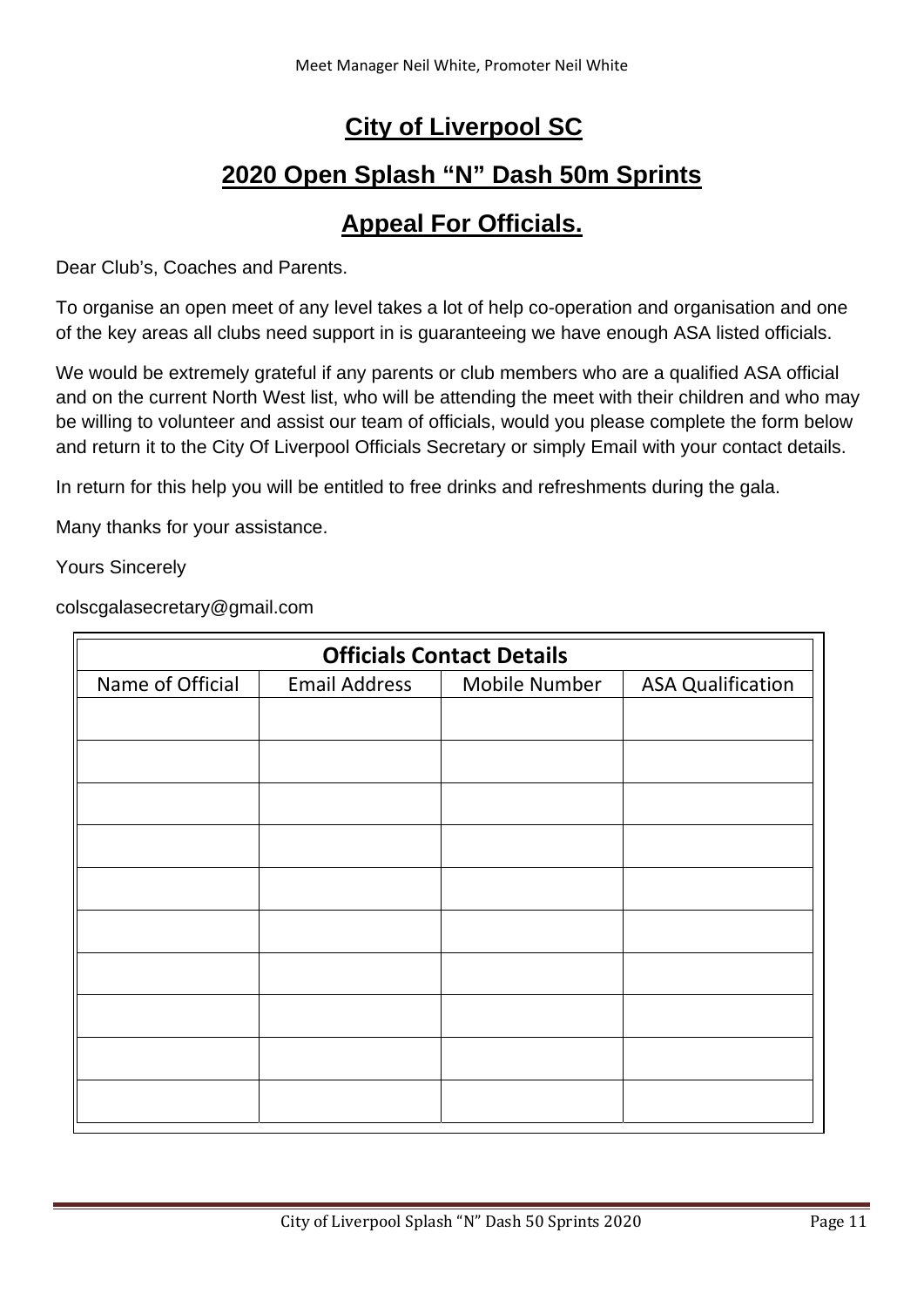# City of Liverpool SC

## 2020 Open Splash “N” Dash 50m Sprints

## Appeal For Officials.

Dear Club’s, Coaches and Parents.

To organise an open meet of any level takes a lot of help co-operation and organisation and one of the key areas all clubs need support in is guaranteeing we have enough ASA listed officials.

We would be extremely grateful if any parents or club members who are a qualified ASA official and on the current North West list, who will be attending the meet with their children and who may be willing to volunteer and assist our team of officials, would you please complete the form below and return it to the City Of Liverpool Officials Secretary or simply Email with your contact details.

In return for this help you will be entitled to free drinks and refreshments during the gala.

Many thanks for your assistance.

Yours Sincerely

colscgalasecretary@gmail.com

| Officials Contact Details | | | |
|---|---|---|---|
| Name of Official | Email Address | Mobile Number | ASA Qualification |
| | | | |
| | | | |
| | | | |
| | | | |
| | | | |
| | | | |
| | | | |
| | | | |
| | | | |
| | | | |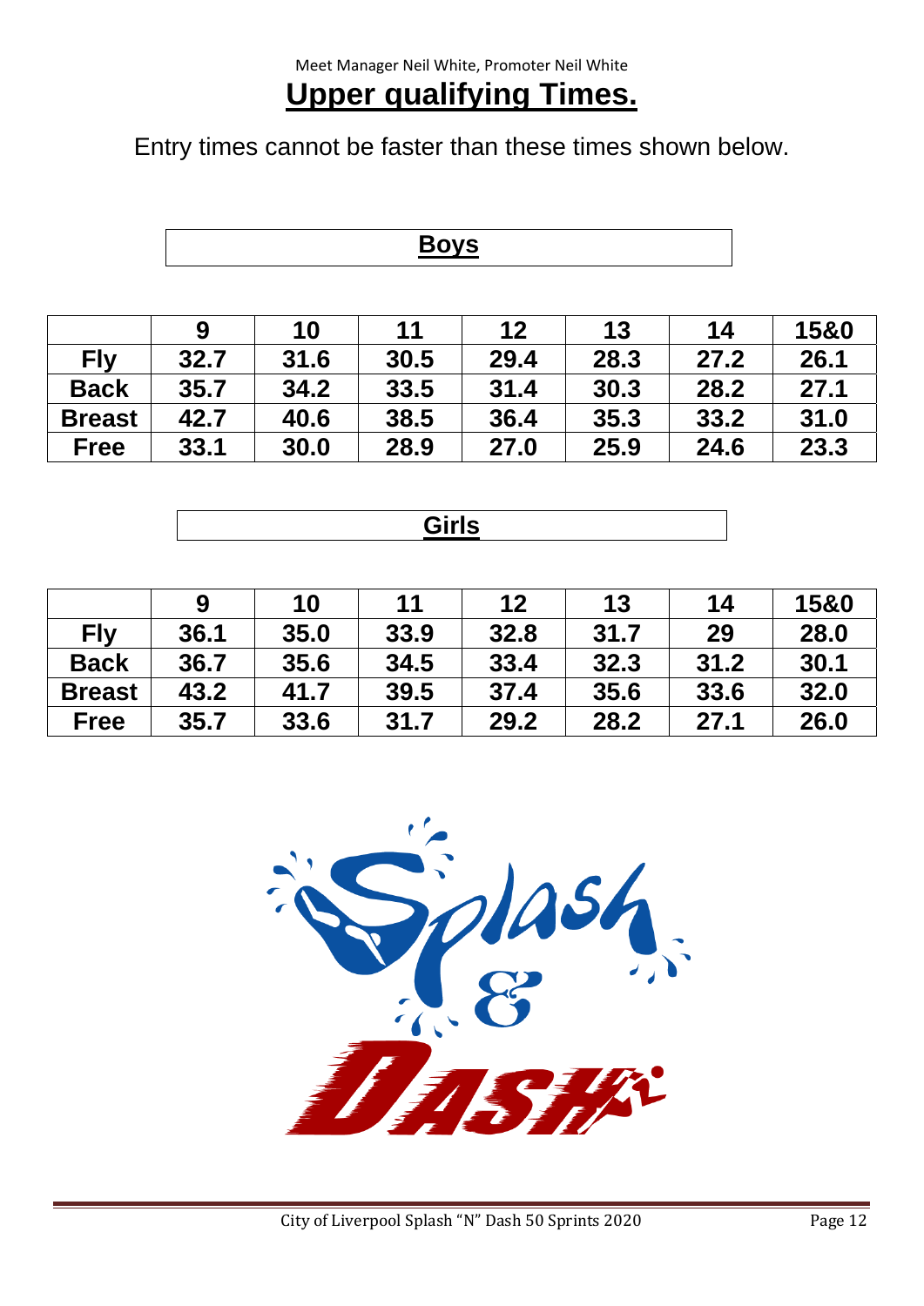Meet Manager Neil White, Promoter Neil White

# Upper qualifying Times.

Entry times cannot be faster than these times shown below.

## Boys

| | 9 | 10 | 11 | 12 | 13 | 14 | 15&0 |
|---|---|---|---|---|---|---|---|
| Fly | 32.7 | 31.6 | 30.5 | 29.4 | 28.3 | 27.2 | 26.1 |
| Back | 35.7 | 34.2 | 33.5 | 31.4 | 30.3 | 28.2 | 27.1 |
| Breast | 42.7 | 40.6 | 38.5 | 36.4 | 35.3 | 33.2 | 31.0 |
| Free | 33.1 | 30.0 | 28.9 | 27.0 | 25.9 | 24.6 | 23.3 |

## Girls

| | 9 | 10 | 11 | 12 | 13 | 14 | 15&0 |
|---|---|---|---|---|---|---|---|
| Fly | 36.1 | 35.0 | 33.9 | 32.8 | 31.7 | 29 | 28.0 |
| Back | 36.7 | 35.6 | 34.5 | 33.4 | 32.3 | 31.2 | 30.1 |
| Breast | 43.2 | 41.7 | 39.5 | 37.4 | 35.6 | 33.6 | 32.0 |
| Free | 35.7 | 33.6 | 31.7 | 29.2 | 28.2 | 27.1 | 26.0 |

Splash & Dash